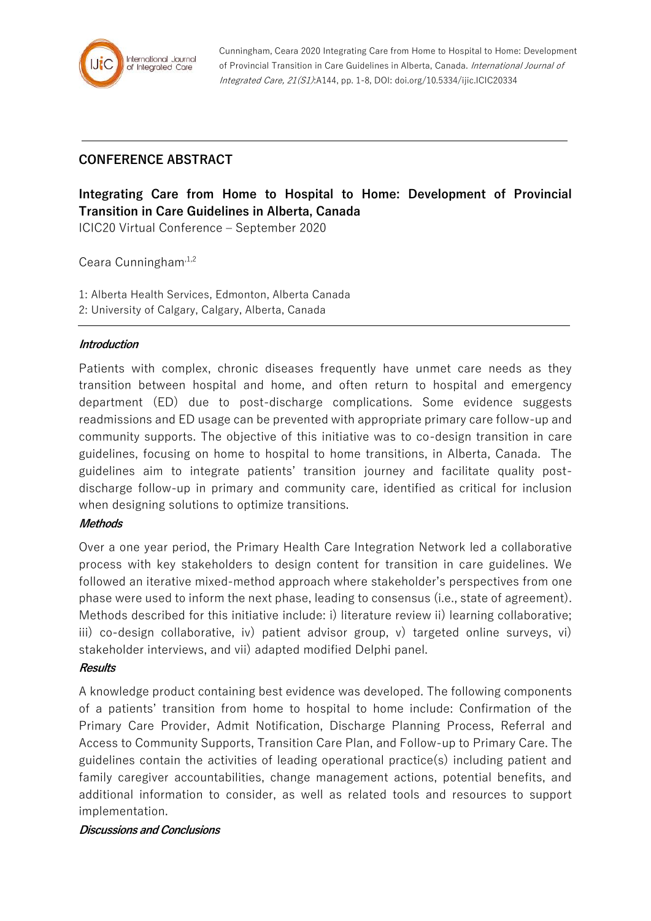Cunningham, Ceara 2020 Integrating Care from Home to Hospital to Home: Development of Provincial Transition in Care Guidelines in Alberta, Canada. *International Journal of Integrated Care, 21(S1)*:A144, pp. 1-8, DOI: doi.org/10.5334/ijic.ICIC20334

## CONFERENCE ABSTRACT

# Integrating Care from Home to Hospital to Home: Development of Provincial Transition in Care Guidelines in Alberta, Canada

ICIC20 Virtual Conference – September 2020

Ceara Cunningham[1,2]

1: Alberta Health Services, Edmonton, Alberta Canada
2: University of Calgary, Calgary, Alberta, Canada

### *Introduction*

Patients with complex, chronic diseases frequently have unmet care needs as they transition between hospital and home, and often return to hospital and emergency department (ED) due to post-discharge complications. Some evidence suggests readmissions and ED usage can be prevented with appropriate primary care follow-up and community supports. The objective of this initiative was to co-design transition in care guidelines, focusing on home to hospital to home transitions, in Alberta, Canada. The guidelines aim to integrate patients' transition journey and facilitate quality post-discharge follow-up in primary and community care, identified as critical for inclusion when designing solutions to optimize transitions.

### *Methods*

Over a one year period, the Primary Health Care Integration Network led a collaborative process with key stakeholders to design content for transition in care guidelines. We followed an iterative mixed-method approach where stakeholder's perspectives from one phase were used to inform the next phase, leading to consensus (i.e., state of agreement). Methods described for this initiative include: i) literature review ii) learning collaborative; iii) co-design collaborative, iv) patient advisor group, v) targeted online surveys, vi) stakeholder interviews, and vii) adapted modified Delphi panel.

### *Results*

A knowledge product containing best evidence was developed. The following components of a patients' transition from home to hospital to home include: Confirmation of the Primary Care Provider, Admit Notification, Discharge Planning Process, Referral and Access to Community Supports, Transition Care Plan, and Follow-up to Primary Care. The guidelines contain the activities of leading operational practice(s) including patient and family caregiver accountabilities, change management actions, potential benefits, and additional information to consider, as well as related tools and resources to support implementation.

### *Discussions and Conclusions*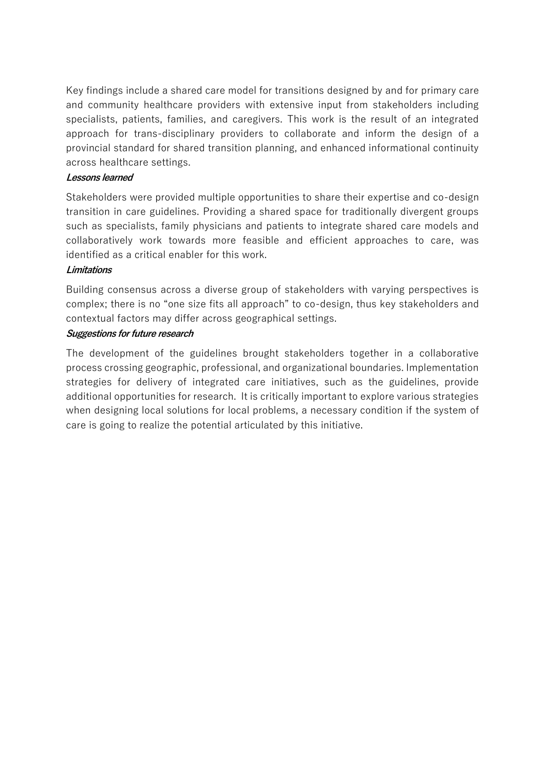Key findings include a shared care model for transitions designed by and for primary care and community healthcare providers with extensive input from stakeholders including specialists, patients, families, and caregivers. This work is the result of an integrated approach for trans-disciplinary providers to collaborate and inform the design of a provincial standard for shared transition planning, and enhanced informational continuity across healthcare settings.

***Lessons learned***

Stakeholders were provided multiple opportunities to share their expertise and co-design transition in care guidelines. Providing a shared space for traditionally divergent groups such as specialists, family physicians and patients to integrate shared care models and collaboratively work towards more feasible and efficient approaches to care, was identified as a critical enabler for this work.

***Limitations***

Building consensus across a diverse group of stakeholders with varying perspectives is complex; there is no "one size fits all approach" to co-design, thus key stakeholders and contextual factors may differ across geographical settings.

***Suggestions for future research***

The development of the guidelines brought stakeholders together in a collaborative process crossing geographic, professional, and organizational boundaries. Implementation strategies for delivery of integrated care initiatives, such as the guidelines, provide additional opportunities for research. It is critically important to explore various strategies when designing local solutions for local problems, a necessary condition if the system of care is going to realize the potential articulated by this initiative.